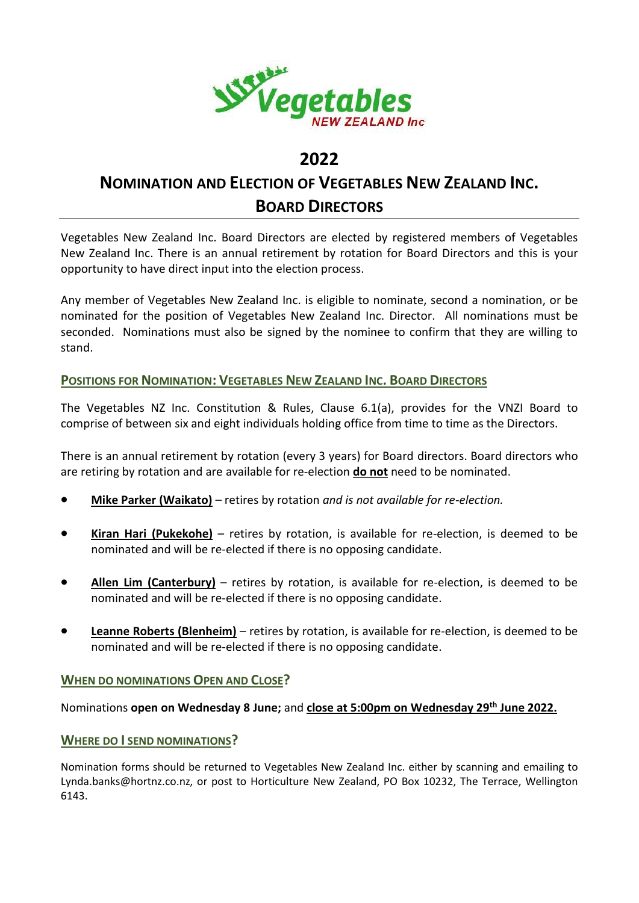# 2022

# Nomination and Election of Vegetables New Zealand Inc. Board Directors

Vegetables New Zealand Inc. Board Directors are elected by registered members of Vegetables New Zealand Inc. There is an annual retirement by rotation for Board Directors and this is your opportunity to have direct input into the election process.

Any member of Vegetables New Zealand Inc. is eligible to nominate, second a nomination, or be nominated for the position of Vegetables New Zealand Inc. Director. All nominations must be seconded. Nominations must also be signed by the nominee to confirm that they are willing to stand.

## Positions for Nomination: Vegetables New Zealand Inc. Board Directors

The Vegetables NZ Inc. Constitution & Rules, Clause 6.1(a), provides for the VNZI Board to comprise of between six and eight individuals holding office from time to time as the Directors.

There is an annual retirement by rotation (every 3 years) for Board directors. Board directors who are retiring by rotation and are available for re-election **do not** need to be nominated.

- **Mike Parker (Waikato)** – retires by rotation *and is not available for re-election.*
- **Kiran Hari (Pukekohe)** – retires by rotation, is available for re-election, is deemed to be nominated and will be re-elected if there is no opposing candidate.
- **Allen Lim (Canterbury)** – retires by rotation, is available for re-election, is deemed to be nominated and will be re-elected if there is no opposing candidate.
- **Leanne Roberts (Blenheim)** – retires by rotation, is available for re-election, is deemed to be nominated and will be re-elected if there is no opposing candidate.

## When do nominations Open and Close?

Nominations **open on Wednesday 8 June;** and **close at 5:00pm on Wednesday 29th June 2022.**

## Where do I send nominations?

Nomination forms should be returned to Vegetables New Zealand Inc. either by scanning and emailing to Lynda.banks@hortnz.co.nz, or post to Horticulture New Zealand, PO Box 10232, The Terrace, Wellington 6143.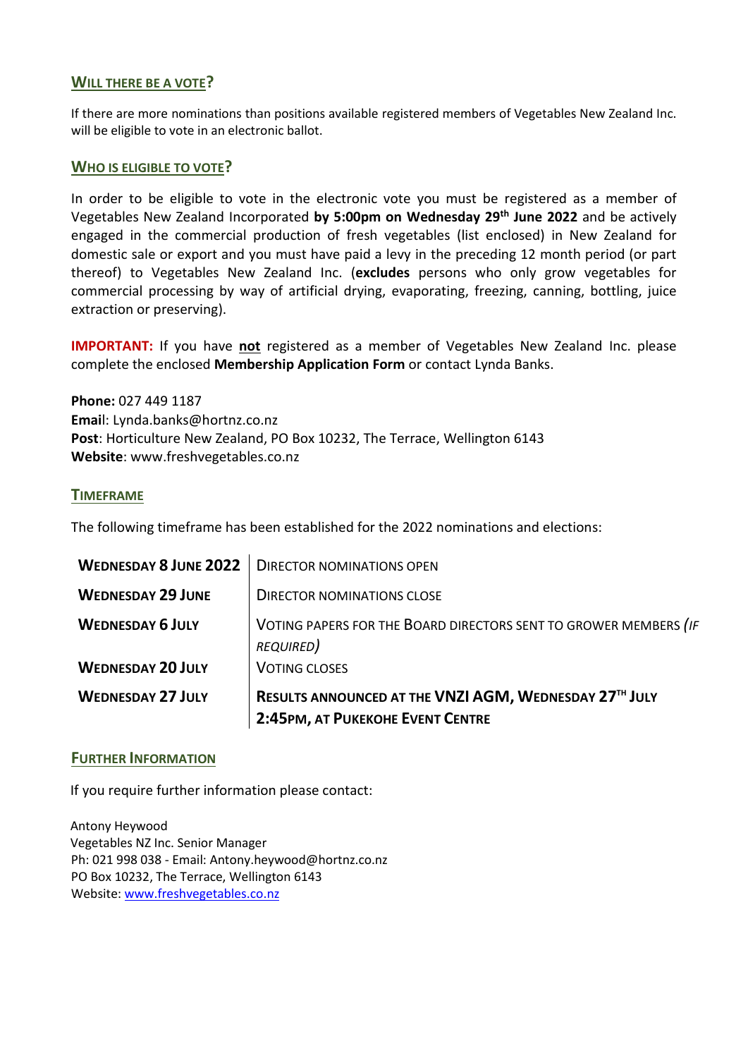## Will there be a vote?

If there are more nominations than positions available registered members of Vegetables New Zealand Inc. will be eligible to vote in an electronic ballot.

## Who is eligible to vote?

In order to be eligible to vote in the electronic vote you must be registered as a member of Vegetables New Zealand Incorporated **by 5:00pm on Wednesday 29th June 2022** and be actively engaged in the commercial production of fresh vegetables (list enclosed) in New Zealand for domestic sale or export and you must have paid a levy in the preceding 12 month period (or part thereof) to Vegetables New Zealand Inc. (**excludes** persons who only grow vegetables for commercial processing by way of artificial drying, evaporating, freezing, canning, bottling, juice extraction or preserving).

**IMPORTANT:** If you have **not** registered as a member of Vegetables New Zealand Inc. please complete the enclosed **Membership Application Form** or contact Lynda Banks.

**Phone:** 027 449 1187
**Email**: Lynda.banks@hortnz.co.nz
**Post**: Horticulture New Zealand, PO Box 10232, The Terrace, Wellington 6143
**Website**: www.freshvegetables.co.nz

## Timeframe

The following timeframe has been established for the 2022 nominations and elections:

| | |
|---|---|
| **Wednesday 8 June 2022** | Director nominations open |
| **Wednesday 29 June** | Director nominations close |
| **Wednesday 6 July** | Voting papers for the Board Directors sent to grower members *(if required)* |
| **Wednesday 20 July** | Voting closes |
| **Wednesday 27 July** | **Results announced at the VNZI AGM, Wednesday 27th July 2:45pm, at Pukekohe Event Centre** |

## Further Information

If you require further information please contact:

Antony Heywood
Vegetables NZ Inc. Senior Manager
Ph: 021 998 038 - Email: Antony.heywood@hortnz.co.nz
PO Box 10232, The Terrace, Wellington 6143
Website: www.freshvegetables.co.nz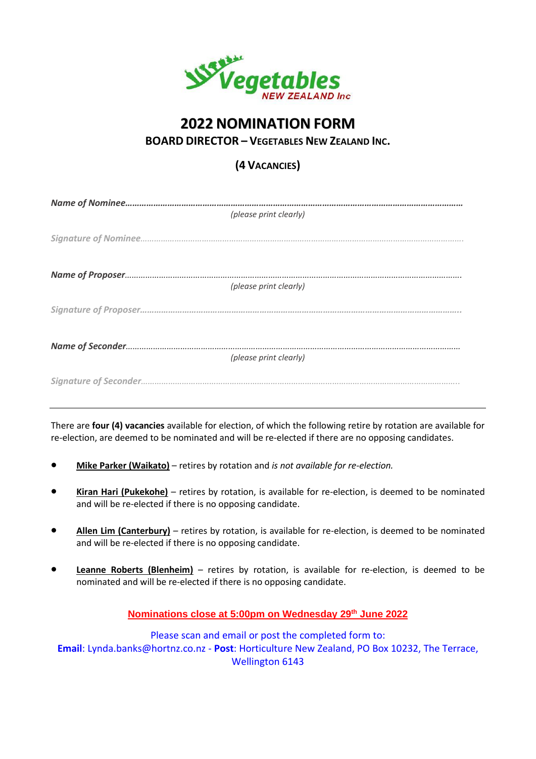Vegetables
NEW ZEALAND Inc

# 2022 NOMINATION FORM

## BOARD DIRECTOR – VEGETABLES NEW ZEALAND INC.

## (4 VACANCIES)

*Name of Nominee*……………………………………………………………………………………………………………………………

*(please print clearly)*

*Signature of Nominee*………………………………………………………………………………………………………………………

*Name of Proposer*……………………………………………………………………………………………………………………………

*(please print clearly)*

*Signature of Proposer*………………………………………………………………………………………………………………………

*Name of Seconder*……………………………………………………………………………………………………………………………

*(please print clearly)*

*Signature of Seconder*………………………………………………………………………………………………………………………

---

There are **four (4) vacancies** available for election, of which the following retire by rotation are available for re-election, are deemed to be nominated and will be re-elected if there are no opposing candidates.

- **Mike Parker (Waikato)** – retires by rotation and *is not available for re-election.*
- **Kiran Hari (Pukekohe)** – retires by rotation, is available for re-election, is deemed to be nominated and will be re-elected if there is no opposing candidate.
- **Allen Lim (Canterbury)** – retires by rotation, is available for re-election, is deemed to be nominated and will be re-elected if there is no opposing candidate.
- **Leanne Roberts (Blenheim)** – retires by rotation, is available for re-election, is deemed to be nominated and will be re-elected if there is no opposing candidate.

**Nominations close at 5:00pm on Wednesday 29th June 2022**

Please scan and email or post the completed form to:
**Email**: Lynda.banks@hortnz.co.nz - **Post**: Horticulture New Zealand, PO Box 10232, The Terrace, Wellington 6143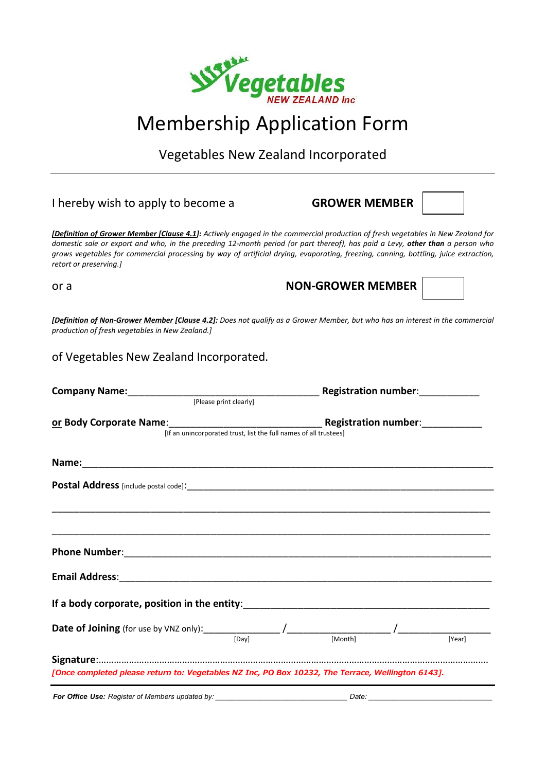Vegetables NEW ZEALAND Inc

# Membership Application Form

## Vegetables New Zealand Incorporated

---

I hereby wish to apply to become a **GROWER MEMBER** ☐

***[Definition of Grower Member [Clause 4.1]:*** *Actively engaged in the commercial production of fresh vegetables in New Zealand for domestic sale or export and who, in the preceding 12-month period (or part thereof), has paid a Levy,* ***other than*** *a person who grows vegetables for commercial processing by way of artificial drying, evaporating, freezing, canning, bottling, juice extraction, retort or preserving.]*

or a **NON-GROWER MEMBER** ☐

***[Definition of Non-Grower Member [Clause 4.2]:*** *Does not qualify as a Grower Member, but who has an interest in the commercial production of fresh vegetables in New Zealand.]*

of Vegetables New Zealand Incorporated.

**Company Name:**____________________________________ **Registration number**:___________
[Please print clearly]

**or Body Corporate Name**:_____________________________ **Registration number**:___________
[If an unincorporated trust, list the full names of all trustees]

**Name:**_____________________________________________________________________________

**Postal Address** [include postal code]**:**__________________________________________________

_____________________________________________________________________________________

_____________________________________________________________________________________

**Phone Number**:_____________________________________________________________________

**Email Address**:_____________________________________________________________________

**If a body corporate, position in the entity**:______________________________________________

**Date of Joining** (for use by VNZ only):______________ /___________________ /_________________
[Day] [Month] [Year]

**Signature**:……………………………………………………………………………………………………………………………….

*[Once completed please return to: Vegetables NZ Inc, PO Box 10232, The Terrace, Wellington 6143].*

---

***For Office Use:*** *Register of Members updated by:* ______________________________ *Date:* _____________________________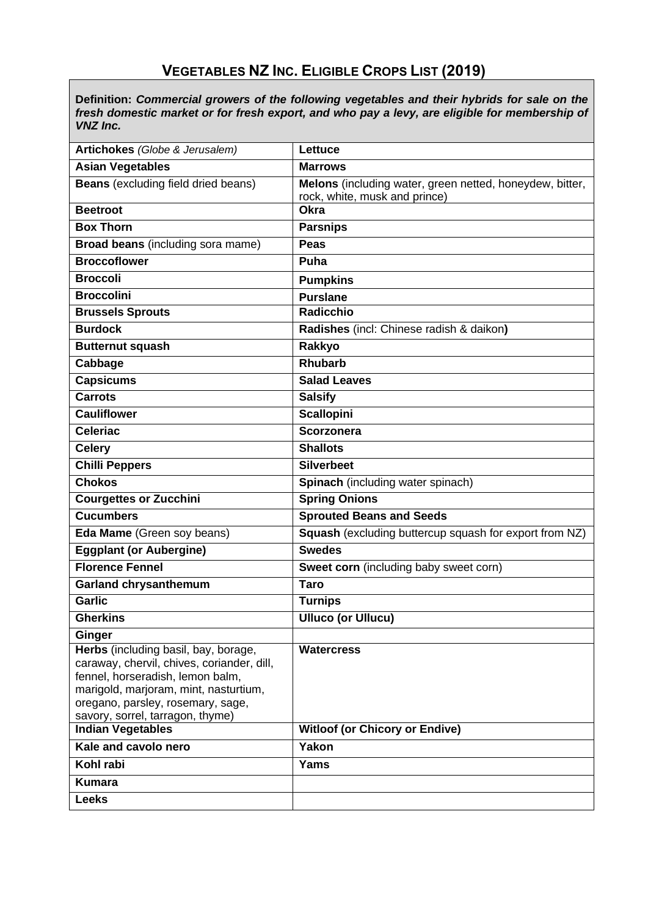# VEGETABLES NZ INC. ELIGIBLE CROPS LIST (2019)

**Definition: *Commercial growers of the following vegetables and their hybrids for sale on the fresh domestic market or for fresh export, and who pay a levy, are eligible for membership of VNZ Inc.***

| | |
|---|---|
| **Artichokes** *(Globe & Jerusalem)* | **Lettuce** |
| **Asian Vegetables** | **Marrows** |
| **Beans** (excluding field dried beans) | **Melons** (including water, green netted, honeydew, bitter, rock, white, musk and prince) |
| **Beetroot** | **Okra** |
| **Box Thorn** | **Parsnips** |
| **Broad beans** (including sora mame) | **Peas** |
| **Broccoflower** | **Puha** |
| **Broccoli** | **Pumpkins** |
| **Broccolini** | **Purslane** |
| **Brussels Sprouts** | **Radicchio** |
| **Burdock** | **Radishes** (incl: Chinese radish & daikon**)** |
| **Butternut squash** | **Rakkyo** |
| **Cabbage** | **Rhubarb** |
| **Capsicums** | **Salad Leaves** |
| **Carrots** | **Salsify** |
| **Cauliflower** | **Scallopini** |
| **Celeriac** | **Scorzonera** |
| **Celery** | **Shallots** |
| **Chilli Peppers** | **Silverbeet** |
| **Chokos** | **Spinach** (including water spinach) |
| **Courgettes or Zucchini** | **Spring Onions** |
| **Cucumbers** | **Sprouted Beans and Seeds** |
| **Eda Mame** (Green soy beans) | **Squash** (excluding buttercup squash for export from NZ) |
| **Eggplant (or Aubergine)** | **Swedes** |
| **Florence Fennel** | **Sweet corn** (including baby sweet corn) |
| **Garland chrysanthemum** | **Taro** |
| **Garlic** | **Turnips** |
| **Gherkins** | **Ulluco (or Ullucu)** |
| **Ginger** | |
| **Herbs** (including basil, bay, borage, caraway, chervil, chives, coriander, dill, fennel, horseradish, lemon balm, marigold, marjoram, mint, nasturtium, oregano, parsley, rosemary, sage, savory, sorrel, tarragon, thyme) | **Watercress** |
| **Indian Vegetables** | **Witloof (or Chicory or Endive)** |
| **Kale and cavolo nero** | **Yakon** |
| **Kohl rabi** | **Yams** |
| **Kumara** | |
| **Leeks** | |